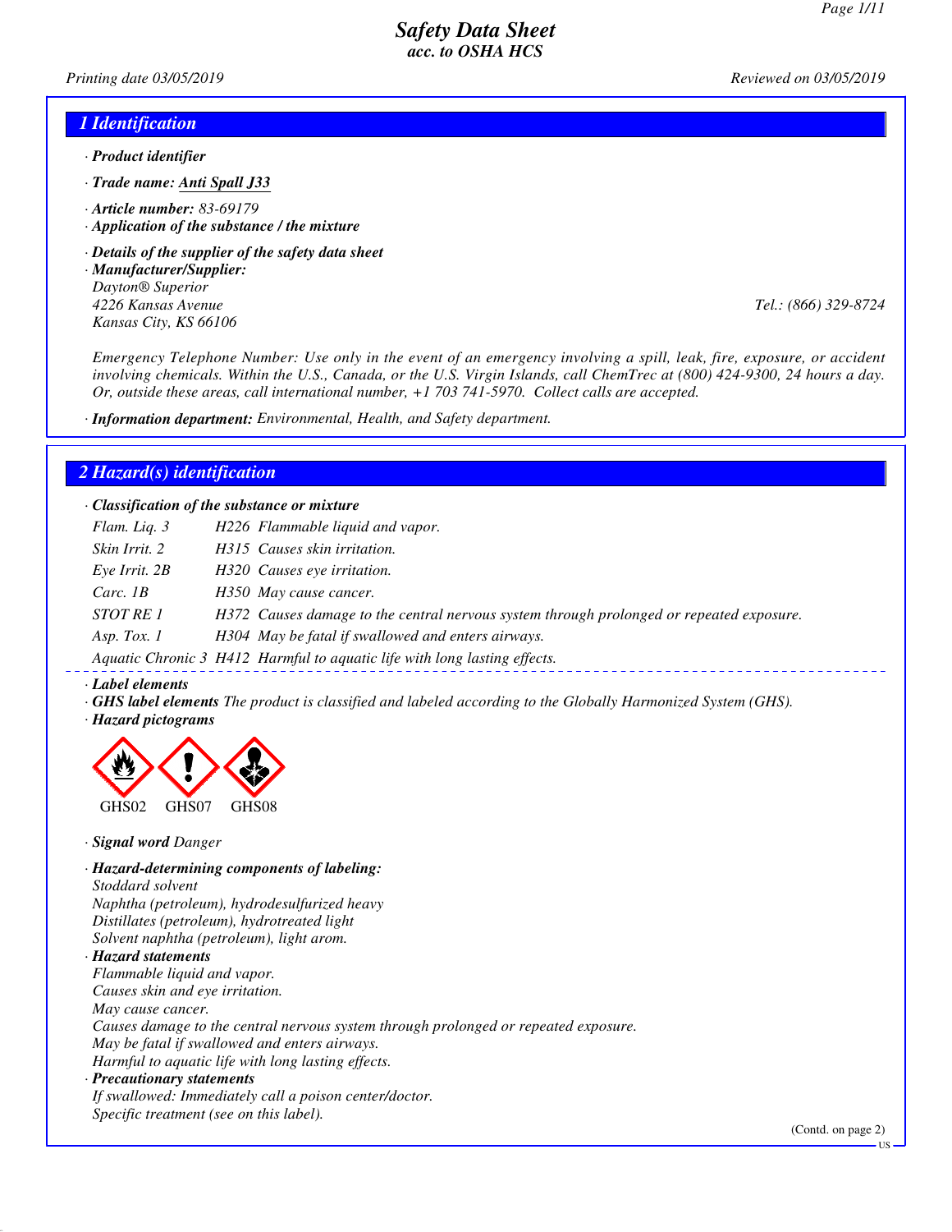# Safety Data Sheet
## acc. to OSHA HCS

*Printing date 03/05/2019* *Reviewed on 03/05/2019*

## 1 Identification

· **Product identifier**

· **Trade name:** Anti Spall J33

· **Article number:** 83-69179

· **Application of the substance / the mixture**

· **Details of the supplier of the safety data sheet**

· **Manufacturer/Supplier:**
Dayton® Superior
4226 Kansas Avenue
Kansas City, KS 66106
Tel.: (866) 329-8724

Emergency Telephone Number: Use only in the event of an emergency involving a spill, leak, fire, exposure, or accident involving chemicals. Within the U.S., Canada, or the U.S. Virgin Islands, call ChemTrec at (800) 424-9300, 24 hours a day. Or, outside these areas, call international number, +1 703 741-5970. Collect calls are accepted.

· **Information department:** Environmental, Health, and Safety department.

## 2 Hazard(s) identification

· **Classification of the substance or mixture**

| | | |
|---|---|---|
| Flam. Liq. 3 | H226 | Flammable liquid and vapor. |
| Skin Irrit. 2 | H315 | Causes skin irritation. |
| Eye Irrit. 2B | H320 | Causes eye irritation. |
| Carc. 1B | H350 | May cause cancer. |
| STOT RE 1 | H372 | Causes damage to the central nervous system through prolonged or repeated exposure. |
| Asp. Tox. 1 | H304 | May be fatal if swallowed and enters airways. |
| Aquatic Chronic 3 | H412 | Harmful to aquatic life with long lasting effects. |

· **Label elements**

· **GHS label elements** The product is classified and labeled according to the Globally Harmonized System (GHS).

· **Hazard pictograms**

GHS02 GHS07 GHS08

· **Signal word** Danger

· **Hazard-determining components of labeling:**
Stoddard solvent
Naphtha (petroleum), hydrodesulfurized heavy
Distillates (petroleum), hydrotreated light
Solvent naphtha (petroleum), light arom.

· **Hazard statements**
Flammable liquid and vapor.
Causes skin and eye irritation.
May cause cancer.
Causes damage to the central nervous system through prolonged or repeated exposure.
May be fatal if swallowed and enters airways.
Harmful to aquatic life with long lasting effects.

· **Precautionary statements**
If swallowed: Immediately call a poison center/doctor.
Specific treatment (see on this label).

(Contd. on page 2)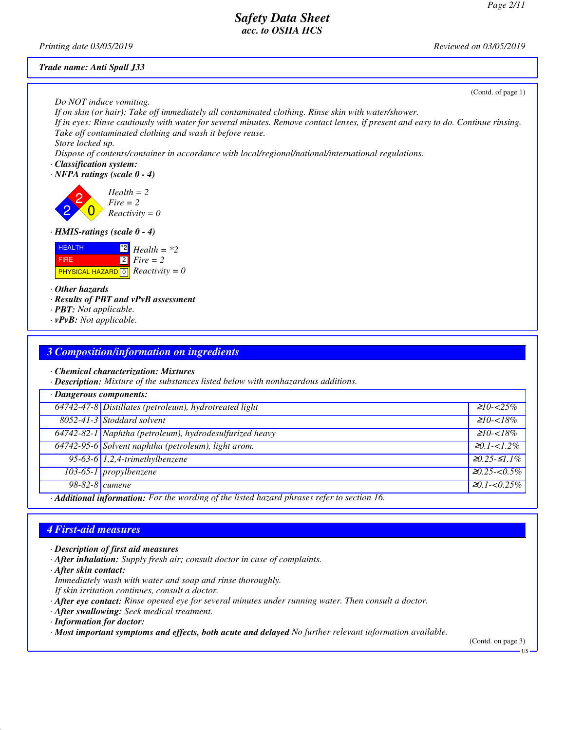**Safety Data Sheet**
**acc. to OSHA HCS**

*Printing date 03/05/2019* *Reviewed on 03/05/2019*

**Trade name: Anti Spall J33**

(Contd. of page 1)

*Do NOT induce vomiting.*
*If on skin (or hair): Take off immediately all contaminated clothing. Rinse skin with water/shower.*
*If in eyes: Rinse cautiously with water for several minutes. Remove contact lenses, if present and easy to do. Continue rinsing.*
*Take off contaminated clothing and wash it before reuse.*
*Store locked up.*
*Dispose of contents/container in accordance with local/regional/national/international regulations.*

· **Classification system:**
· **NFPA ratings (scale 0 - 4)**

Health = 2
Fire = 2
Reactivity = 0

· **HMIS-ratings (scale 0 - 4)**

| | | |
|---|---|---|
| HEALTH | *2 | Health = *2 |
| FIRE | 2 | Fire = 2 |
| PHYSICAL HAZARD | 0 | Reactivity = 0 |

· **Other hazards**
· **Results of PBT and vPvB assessment**
· **PBT:** Not applicable.
· **vPvB:** Not applicable.

## 3 Composition/information on ingredients

· **Chemical characterization: Mixtures**
· **Description:** Mixture of the substances listed below with nonhazardous additions.

| · Dangerous components: | | |
|---|---|---|
| 64742-47-8 | Distillates (petroleum), hydrotreated light | ≥10-<25% |
| 8052-41-3 | Stoddard solvent | ≥10-<18% |
| 64742-82-1 | Naphtha (petroleum), hydrodesulfurized heavy | ≥10-<18% |
| 64742-95-6 | Solvent naphtha (petroleum), light arom. | ≥0.1-<1.2% |
| 95-63-6 | 1,2,4-trimethylbenzene | ≥0.25-≤1.1% |
| 103-65-1 | propylbenzene | ≥0.25-<0.5% |
| 98-82-8 | cumene | ≥0.1-<0.25% |

· **Additional information:** For the wording of the listed hazard phrases refer to section 16.

## 4 First-aid measures

· **Description of first aid measures**
· **After inhalation:** Supply fresh air; consult doctor in case of complaints.
· **After skin contact:**
Immediately wash with water and soap and rinse thoroughly.
If skin irritation continues, consult a doctor.
· **After eye contact:** Rinse opened eye for several minutes under running water. Then consult a doctor.
· **After swallowing:** Seek medical treatment.
· **Information for doctor:**
· **Most important symptoms and effects, both acute and delayed** No further relevant information available.

(Contd. on page 3)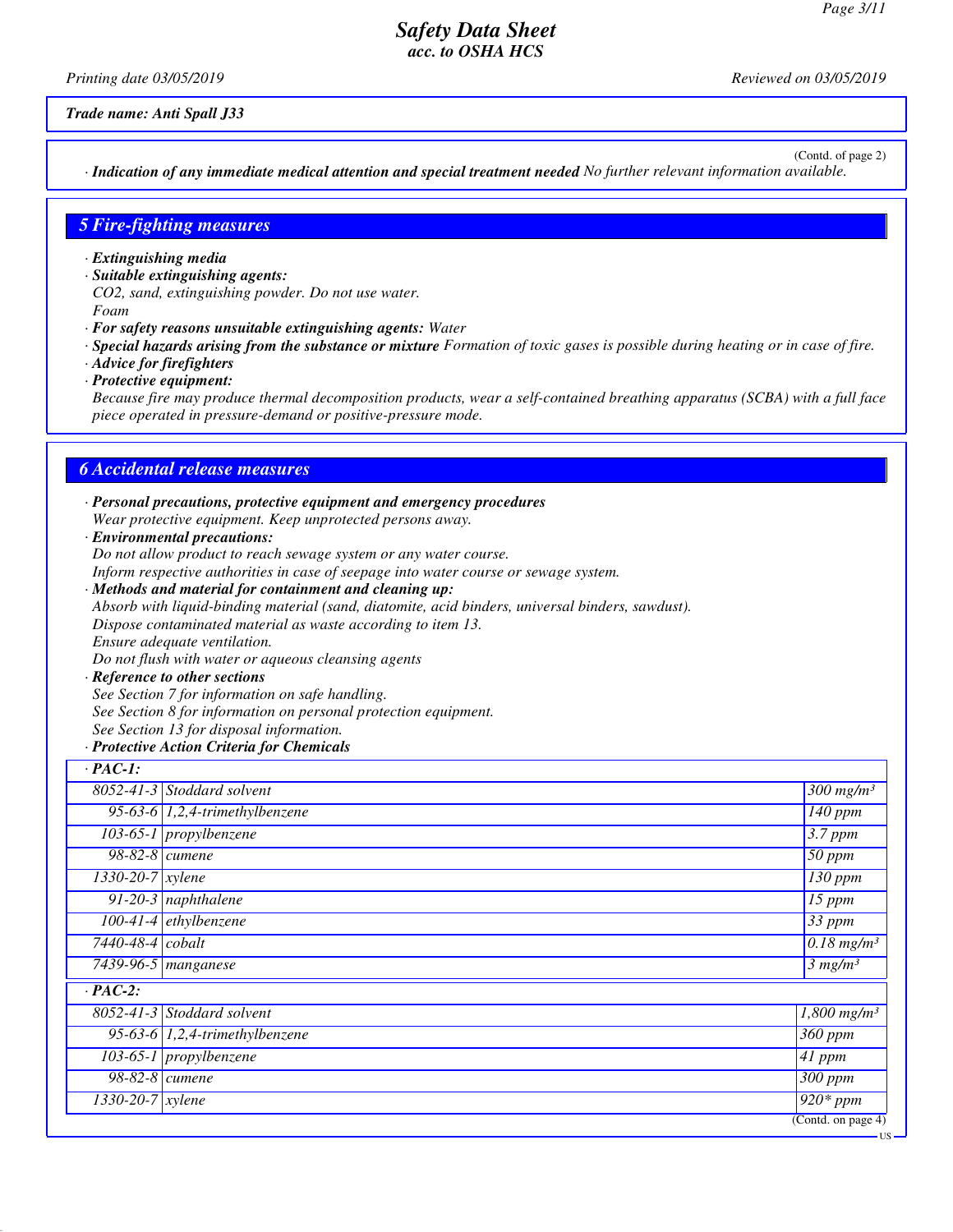Trade name: Anti Spall J33

(Contd. of page 2)

· **Indication of any immediate medical attention and special treatment needed** No further relevant information available.

## 5 Fire-fighting measures

· **Extinguishing media**
· **Suitable extinguishing agents:**
CO2, sand, extinguishing powder. Do not use water.
Foam
· **For safety reasons unsuitable extinguishing agents:** Water
· **Special hazards arising from the substance or mixture** Formation of toxic gases is possible during heating or in case of fire.
· **Advice for firefighters**
· **Protective equipment:**
Because fire may produce thermal decomposition products, wear a self-contained breathing apparatus (SCBA) with a full face piece operated in pressure-demand or positive-pressure mode.

## 6 Accidental release measures

· **Personal precautions, protective equipment and emergency procedures**
Wear protective equipment. Keep unprotected persons away.
· **Environmental precautions:**
Do not allow product to reach sewage system or any water course.
Inform respective authorities in case of seepage into water course or sewage system.
· **Methods and material for containment and cleaning up:**
Absorb with liquid-binding material (sand, diatomite, acid binders, universal binders, sawdust).
Dispose contaminated material as waste according to item 13.
Ensure adequate ventilation.
Do not flush with water or aqueous cleansing agents
· **Reference to other sections**
See Section 7 for information on safe handling.
See Section 8 for information on personal protection equipment.
See Section 13 for disposal information.
· **Protective Action Criteria for Chemicals**

| · **PAC-1:** | | |
|---|---|---|
| 8052-41-3 | Stoddard solvent | 300 mg/m³ |
| 95-63-6 | 1,2,4-trimethylbenzene | 140 ppm |
| 103-65-1 | propylbenzene | 3.7 ppm |
| 98-82-8 | cumene | 50 ppm |
| 1330-20-7 | xylene | 130 ppm |
| 91-20-3 | naphthalene | 15 ppm |
| 100-41-4 | ethylbenzene | 33 ppm |
| 7440-48-4 | cobalt | 0.18 mg/m³ |
| 7439-96-5 | manganese | 3 mg/m³ |
| · **PAC-2:** | | |
| 8052-41-3 | Stoddard solvent | 1,800 mg/m³ |
| 95-63-6 | 1,2,4-trimethylbenzene | 360 ppm |
| 103-65-1 | propylbenzene | 41 ppm |
| 98-82-8 | cumene | 300 ppm |
| 1330-20-7 | xylene | 920* ppm |

(Contd. on page 4)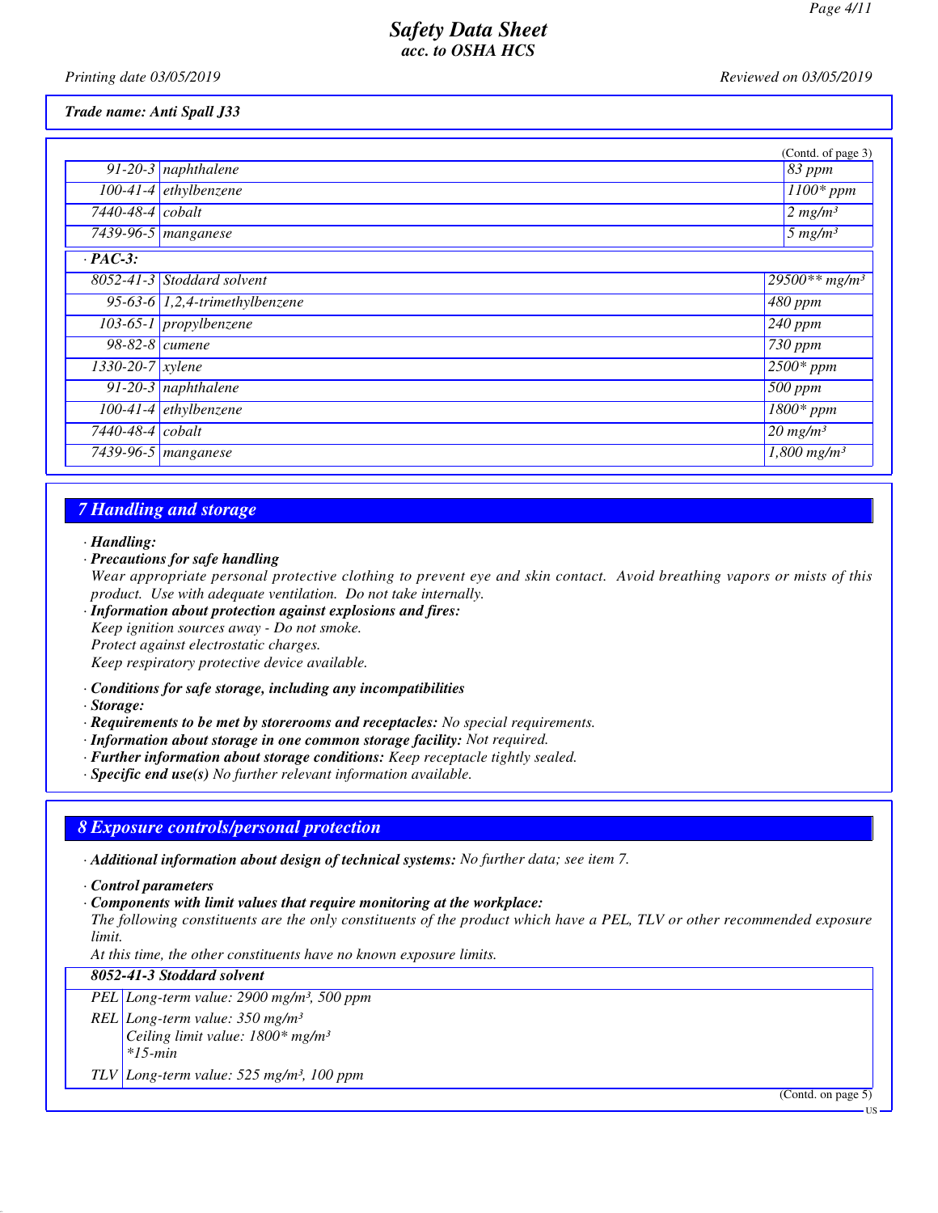(Contd. of page 3)

| | | |
|---|---|---|
| 91-20-3 | naphthalene | 83 ppm |
| 100-41-4 | ethylbenzene | 1100* ppm |
| 7440-48-4 | cobalt | 2 mg/m³ |
| 7439-96-5 | manganese | 5 mg/m³ |
| **· PAC-3:** | | |
| 8052-41-3 | Stoddard solvent | 29500** mg/m³ |
| 95-63-6 | 1,2,4-trimethylbenzene | 480 ppm |
| 103-65-1 | propylbenzene | 240 ppm |
| 98-82-8 | cumene | 730 ppm |
| 1330-20-7 | xylene | 2500* ppm |
| 91-20-3 | naphthalene | 500 ppm |
| 100-41-4 | ethylbenzene | 1800* ppm |
| 7440-48-4 | cobalt | 20 mg/m³ |
| 7439-96-5 | manganese | 1,800 mg/m³ |

## 7 Handling and storage

· **Handling:**

· **Precautions for safe handling**
Wear appropriate personal protective clothing to prevent eye and skin contact. Avoid breathing vapors or mists of this product. Use with adequate ventilation. Do not take internally.

· **Information about protection against explosions and fires:**
Keep ignition sources away - Do not smoke.
Protect against electrostatic charges.
Keep respiratory protective device available.

· **Conditions for safe storage, including any incompatibilities**

· **Storage:**

· **Requirements to be met by storerooms and receptacles:** No special requirements.

· **Information about storage in one common storage facility:** Not required.

· **Further information about storage conditions:** Keep receptacle tightly sealed.

· **Specific end use(s)** No further relevant information available.

## 8 Exposure controls/personal protection

· **Additional information about design of technical systems:** No further data; see item 7.

· **Control parameters**

· **Components with limit values that require monitoring at the workplace:**
The following constituents are the only constituents of the product which have a PEL, TLV or other recommended exposure limit.
At this time, the other constituents have no known exposure limits.

| **8052-41-3 Stoddard solvent** | |
|---|---|
| PEL | Long-term value: 2900 mg/m³, 500 ppm |
| REL | Long-term value: 350 mg/m³<br>Ceiling limit value: 1800* mg/m³<br>*15-min |
| TLV | Long-term value: 525 mg/m³, 100 ppm |

(Contd. on page 5)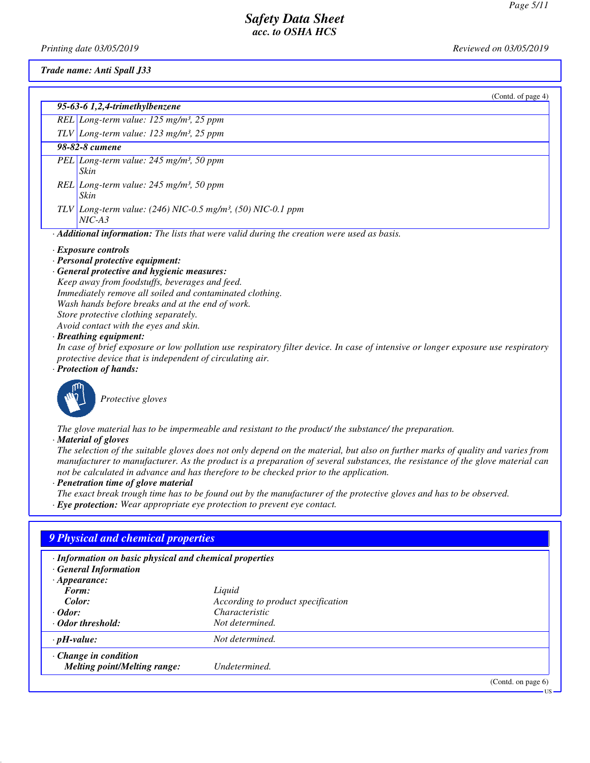*Trade name: Anti Spall J33*

(Contd. of page 4)

| **95-63-6 1,2,4-trimethylbenzene** | |
|---|---|
| REL | Long-term value: 125 mg/m³, 25 ppm |
| TLV | Long-term value: 123 mg/m³, 25 ppm |
| **98-82-8 cumene** | |
| PEL | Long-term value: 245 mg/m³, 50 ppm<br>Skin |
| REL | Long-term value: 245 mg/m³, 50 ppm<br>Skin |
| TLV | Long-term value: (246) NIC-0.5 mg/m³, (50) NIC-0.1 ppm<br>NIC-A3 |

· **Additional information:** The lists that were valid during the creation were used as basis.

· **Exposure controls**
· **Personal protective equipment:**
· **General protective and hygienic measures:**
Keep away from foodstuffs, beverages and feed.
Immediately remove all soiled and contaminated clothing.
Wash hands before breaks and at the end of work.
Store protective clothing separately.
Avoid contact with the eyes and skin.
· **Breathing equipment:**
In case of brief exposure or low pollution use respiratory filter device. In case of intensive or longer exposure use respiratory protective device that is independent of circulating air.
· **Protection of hands:**

Protective gloves

The glove material has to be impermeable and resistant to the product/ the substance/ the preparation.
· **Material of gloves**
The selection of the suitable gloves does not only depend on the material, but also on further marks of quality and varies from manufacturer to manufacturer. As the product is a preparation of several substances, the resistance of the glove material can not be calculated in advance and has therefore to be checked prior to the application.
· **Penetration time of glove material**
The exact break trough time has to be found out by the manufacturer of the protective gloves and has to be observed.
· **Eye protection:** Wear appropriate eye protection to prevent eye contact.

## 9 Physical and chemical properties

· **Information on basic physical and chemical properties**
· **General Information**
· **Appearance:**

| | |
|---|---|
| **Form:** | Liquid |
| **Color:** | According to product specification |
| · **Odor:** | Characteristic |
| · **Odor threshold:** | Not determined. |
| · **pH-value:** | Not determined. |
| · **Change in condition** | |
| **Melting point/Melting range:** | Undetermined. |

(Contd. on page 6)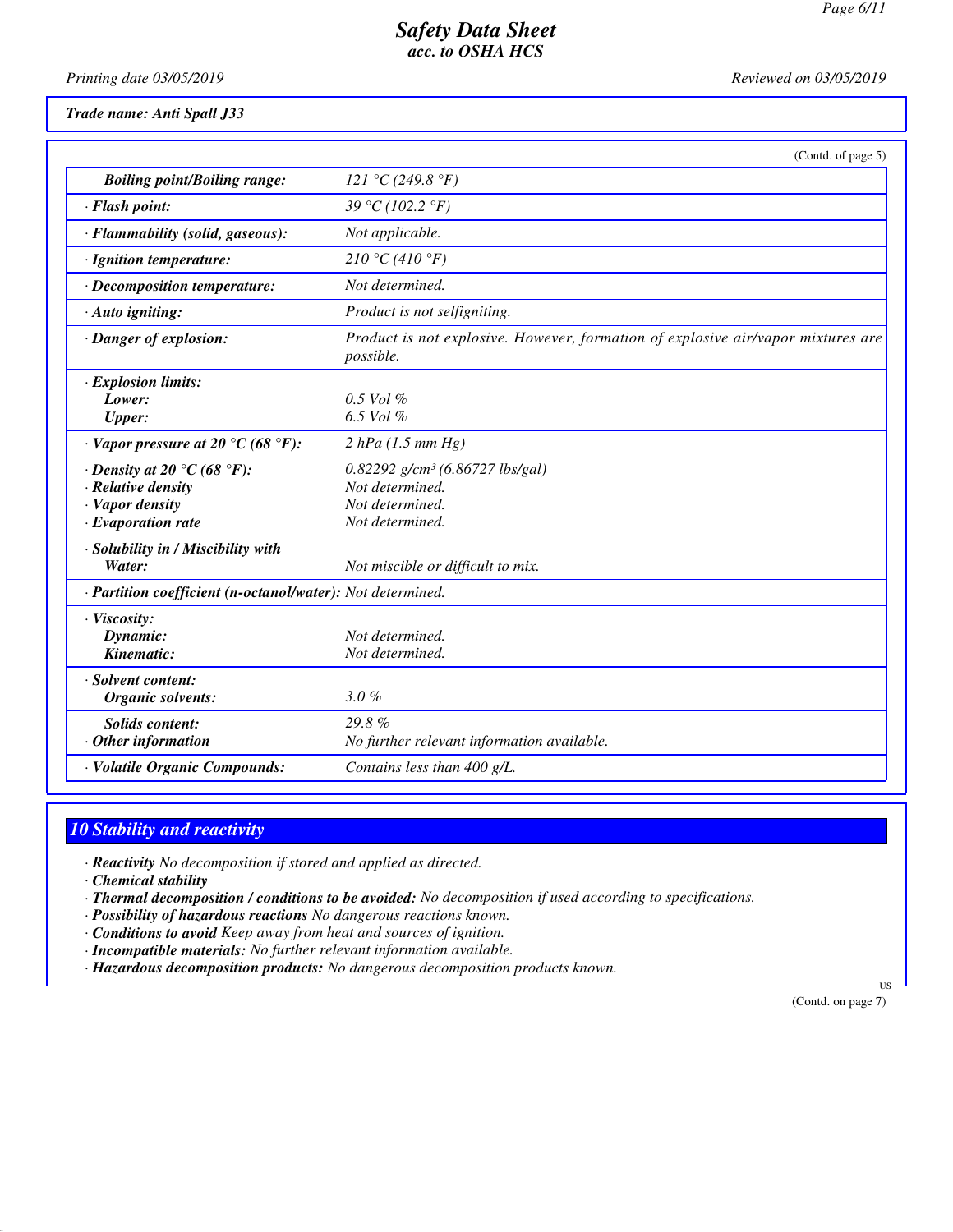*Trade name: Anti Spall J33*

(Contd. of page 5)

| | |
|---|---|
| **Boiling point/Boiling range:** | 121 °C (249.8 °F) |
| · **Flash point:** | 39 °C (102.2 °F) |
| · **Flammability (solid, gaseous):** | Not applicable. |
| · **Ignition temperature:** | 210 °C (410 °F) |
| · **Decomposition temperature:** | Not determined. |
| · **Auto igniting:** | Product is not selfigniting. |
| · **Danger of explosion:** | Product is not explosive. However, formation of explosive air/vapor mixtures are possible. |
| · **Explosion limits:** | |
| **Lower:** | 0.5 Vol % |
| **Upper:** | 6.5 Vol % |
| · **Vapor pressure at 20 °C (68 °F):** | 2 hPa (1.5 mm Hg) |
| · **Density at 20 °C (68 °F):** | 0.82292 g/cm³ (6.86727 lbs/gal) |
| · **Relative density** | Not determined. |
| · **Vapor density** | Not determined. |
| · **Evaporation rate** | Not determined. |
| · **Solubility in / Miscibility with** | |
| **Water:** | Not miscible or difficult to mix. |
| · **Partition coefficient (n-octanol/water):** | Not determined. |
| · **Viscosity:** | |
| **Dynamic:** | Not determined. |
| **Kinematic:** | Not determined. |
| · **Solvent content:** | |
| **Organic solvents:** | 3.0 % |
| **Solids content:** | 29.8 % |
| · **Other information** | No further relevant information available. |
| · **Volatile Organic Compounds:** | Contains less than 400 g/L. |

## 10 Stability and reactivity

· **Reactivity** No decomposition if stored and applied as directed.
· **Chemical stability**
· **Thermal decomposition / conditions to be avoided:** No decomposition if used according to specifications.
· **Possibility of hazardous reactions** No dangerous reactions known.
· **Conditions to avoid** Keep away from heat and sources of ignition.
· **Incompatible materials:** No further relevant information available.
· **Hazardous decomposition products:** No dangerous decomposition products known.

(Contd. on page 7)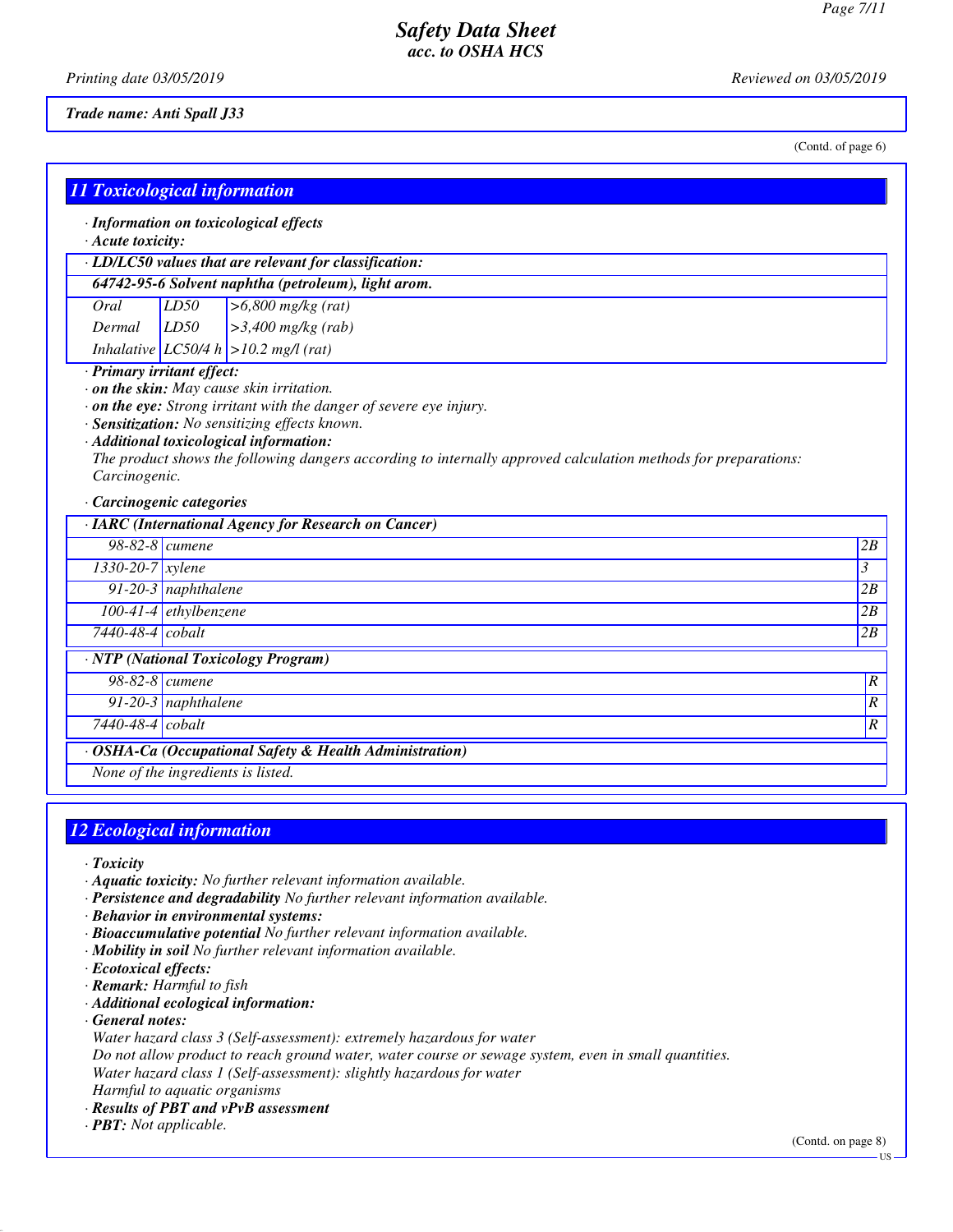**Safety Data Sheet**
**acc. to OSHA HCS**

Printing date 03/05/2019 Reviewed on 03/05/2019

**Trade name: Anti Spall J33**

(Contd. of page 6)

## 11 Toxicological information

· **Information on toxicological effects**
· **Acute toxicity:**

| · LD/LC50 values that are relevant for classification: | | |
|---|---|---|
| **64742-95-6 Solvent naphtha (petroleum), light arom.** | | |
| Oral | LD50 | >6,800 mg/kg (rat) |
| Dermal | LD50 | >3,400 mg/kg (rab) |
| Inhalative | LC50/4 h | >10.2 mg/l (rat) |

· **Primary irritant effect:**
· **on the skin:** May cause skin irritation.
· **on the eye:** Strong irritant with the danger of severe eye injury.
· **Sensitization:** No sensitizing effects known.
· **Additional toxicological information:**
The product shows the following dangers according to internally approved calculation methods for preparations:
Carcinogenic.

· **Carcinogenic categories**

| · IARC (International Agency for Research on Cancer) | | |
|---|---|---|
| 98-82-8 | cumene | 2B |
| 1330-20-7 | xylene | 3 |
| 91-20-3 | naphthalene | 2B |
| 100-41-4 | ethylbenzene | 2B |
| 7440-48-4 | cobalt | 2B |

| · NTP (National Toxicology Program) | | |
|---|---|---|
| 98-82-8 | cumene | R |
| 91-20-3 | naphthalene | R |
| 7440-48-4 | cobalt | R |

| · OSHA-Ca (Occupational Safety & Health Administration) |
|---|
| None of the ingredients is listed. |

## 12 Ecological information

· **Toxicity**
· **Aquatic toxicity:** No further relevant information available.
· **Persistence and degradability** No further relevant information available.
· **Behavior in environmental systems:**
· **Bioaccumulative potential** No further relevant information available.
· **Mobility in soil** No further relevant information available.
· **Ecotoxical effects:**
· **Remark:** Harmful to fish
· **Additional ecological information:**
· **General notes:**
Water hazard class 3 (Self-assessment): extremely hazardous for water
Do not allow product to reach ground water, water course or sewage system, even in small quantities.
Water hazard class 1 (Self-assessment): slightly hazardous for water
Harmful to aquatic organisms
· **Results of PBT and vPvB assessment**
· **PBT:** Not applicable.

(Contd. on page 8)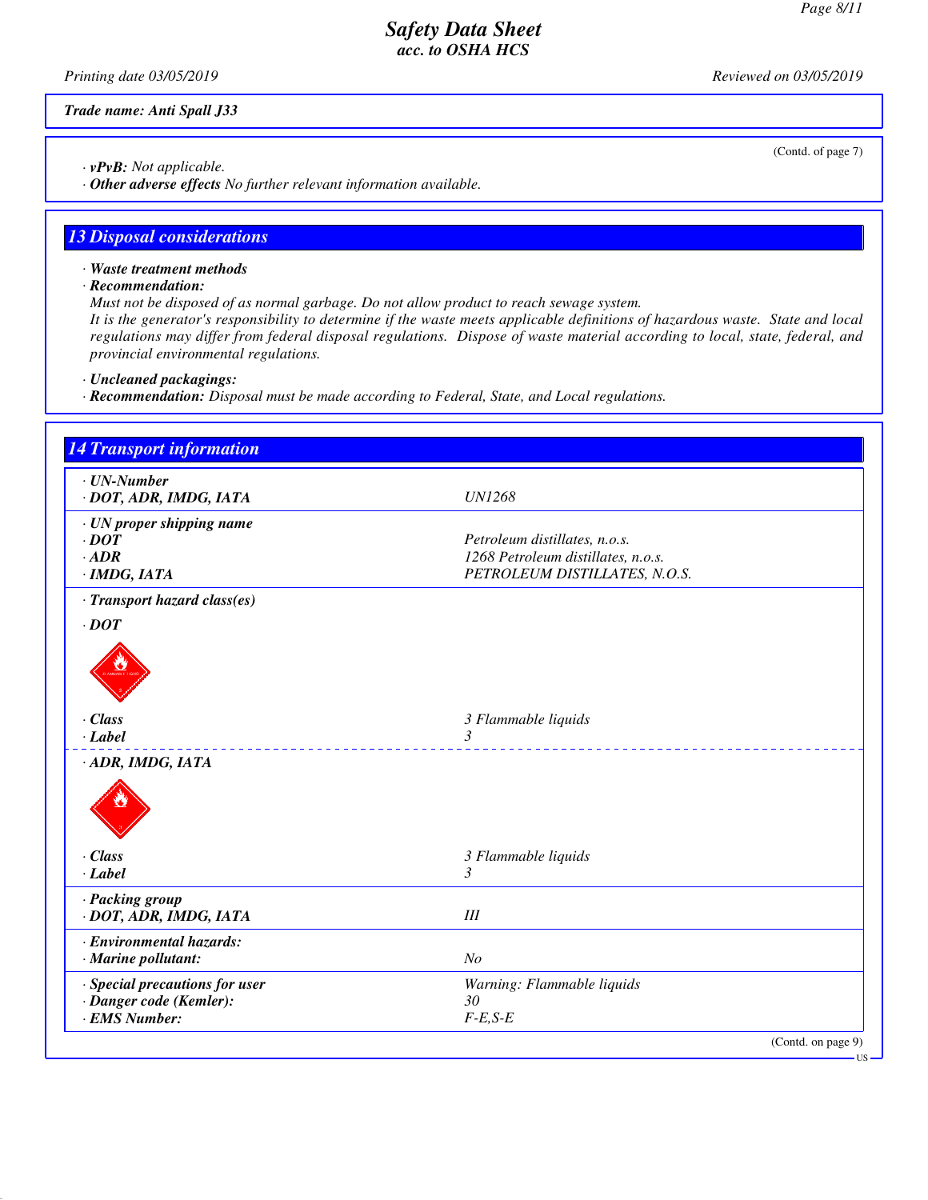*Trade name: Anti Spall J33*

(Contd. of page 7)

· **vPvB:** Not applicable.
· **Other adverse effects** No further relevant information available.

## 13 Disposal considerations

· **Waste treatment methods**
· **Recommendation:**
Must not be disposed of as normal garbage. Do not allow product to reach sewage system.
It is the generator's responsibility to determine if the waste meets applicable definitions of hazardous waste. State and local regulations may differ from federal disposal regulations. Dispose of waste material according to local, state, federal, and provincial environmental regulations.

· **Uncleaned packagings:**
· **Recommendation:** Disposal must be made according to Federal, State, and Local regulations.

## 14 Transport information

| | |
|---|---|
| · **UN-Number** | |
| · **DOT, ADR, IMDG, IATA** | UN1268 |
| · **UN proper shipping name** | |
| · **DOT** | Petroleum distillates, n.o.s. |
| · **ADR** | 1268 Petroleum distillates, n.o.s. |
| · **IMDG, IATA** | PETROLEUM DISTILLATES, N.O.S. |
| · **Transport hazard class(es)** | |
| · **DOT** | |
| · **Class** | 3 Flammable liquids |
| · **Label** | 3 |
| · **ADR, IMDG, IATA** | |
| · **Class** | 3 Flammable liquids |
| · **Label** | 3 |
| · **Packing group** | |
| · **DOT, ADR, IMDG, IATA** | III |
| · **Environmental hazards:** | |
| · **Marine pollutant:** | No |
| · **Special precautions for user** | Warning: Flammable liquids |
| · **Danger code (Kemler):** | 30 |
| · **EMS Number:** | F-E,S-E |

(Contd. on page 9)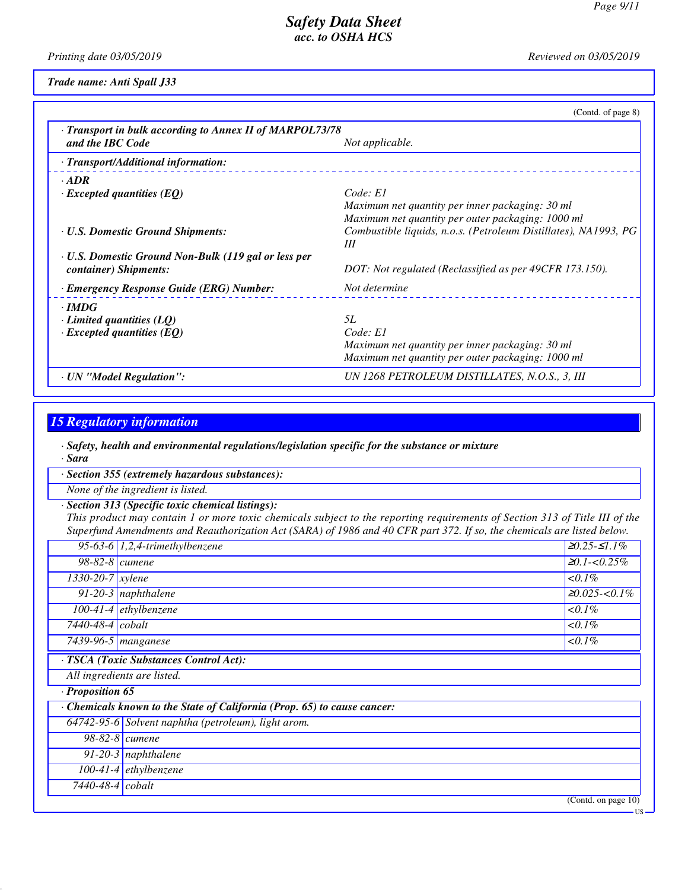*Trade name: Anti Spall J33*

(Contd. of page 8)

| | |
|---|---|
| **· Transport in bulk according to Annex II of MARPOL73/78 and the IBC Code** | *Not applicable.* |
| **· Transport/Additional information:** | |
| **· ADR** | |
| **· Excepted quantities (EQ)** | *Code: E1*<br>*Maximum net quantity per inner packaging: 30 ml*<br>*Maximum net quantity per outer packaging: 1000 ml* |
| **· U.S. Domestic Ground Shipments:** | *Combustible liquids, n.o.s. (Petroleum Distillates), NA1993, PG III* |
| **· U.S. Domestic Ground Non-Bulk (119 gal or less per container) Shipments:** | *DOT: Not regulated (Reclassified as per 49CFR 173.150).* |
| **· Emergency Response Guide (ERG) Number:** | *Not determine* |
| **· IMDG** | |
| **· Limited quantities (LQ)** | *5L* |
| **· Excepted quantities (EQ)** | *Code: E1*<br>*Maximum net quantity per inner packaging: 30 ml*<br>*Maximum net quantity per outer packaging: 1000 ml* |
| **· UN "Model Regulation":** | *UN 1268 PETROLEUM DISTILLATES, N.O.S., 3, III* |

## 15 Regulatory information

**· Safety, health and environmental regulations/legislation specific for the substance or mixture**

**· Sara**

**· Section 355 (extremely hazardous substances):**

*None of the ingredient is listed.*

**· Section 313 (Specific toxic chemical listings):**

*This product may contain 1 or more toxic chemicals subject to the reporting requirements of Section 313 of Title III of the Superfund Amendments and Reauthorization Act (SARA) of 1986 and 40 CFR part 372. If so, the chemicals are listed below.*

| | | |
|---|---|---|
| 95-63-6 | 1,2,4-trimethylbenzene | ≥0.25-≤1.1% |
| 98-82-8 | cumene | ≥0.1-<0.25% |
| 1330-20-7 | xylene | <0.1% |
| 91-20-3 | naphthalene | ≥0.025-<0.1% |
| 100-41-4 | ethylbenzene | <0.1% |
| 7440-48-4 | cobalt | <0.1% |
| 7439-96-5 | manganese | <0.1% |

**· TSCA (Toxic Substances Control Act):**

*All ingredients are listed.*

**· Proposition 65**

**· Chemicals known to the State of California (Prop. 65) to cause cancer:**

| | |
|---|---|
| 64742-95-6 | Solvent naphtha (petroleum), light arom. |
| 98-82-8 | cumene |
| 91-20-3 | naphthalene |
| 100-41-4 | ethylbenzene |
| 7440-48-4 | cobalt |

(Contd. on page 10)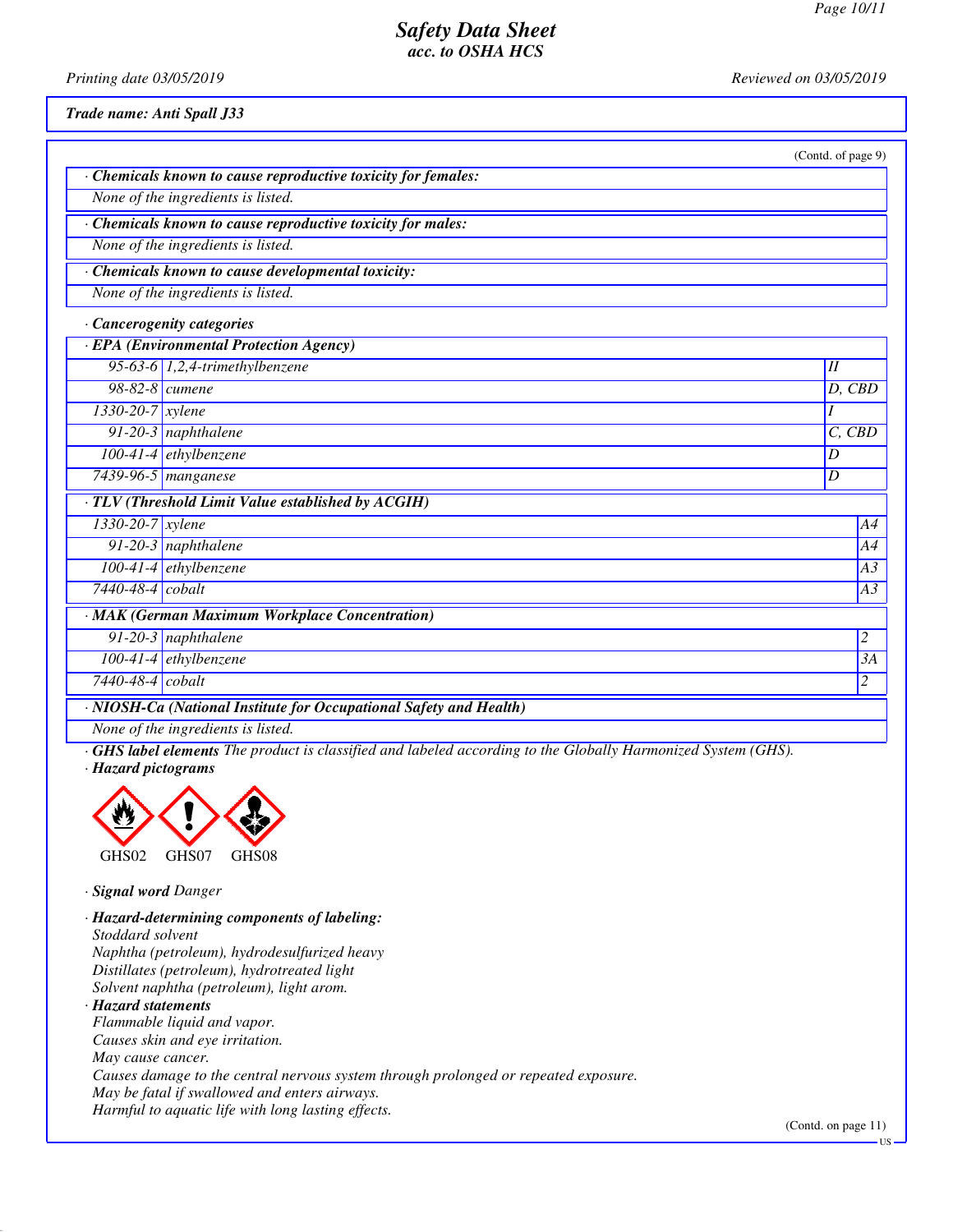*Safety Data Sheet acc. to OSHA HCS*

*Printing date 03/05/2019* *Reviewed on 03/05/2019*

***Trade name: Anti Spall J33***

(Contd. of page 9)

· ***Chemicals known to cause reproductive toxicity for females:***

*None of the ingredients is listed.*

· ***Chemicals known to cause reproductive toxicity for males:***

*None of the ingredients is listed.*

· ***Chemicals known to cause developmental toxicity:***

*None of the ingredients is listed.*

· ***Cancerogenity categories***

· ***EPA (Environmental Protection Agency)***

| | | |
|---|---|---|
| 95-63-6 | 1,2,4-trimethylbenzene | II |
| 98-82-8 | cumene | D, CBD |
| 1330-20-7 | xylene | I |
| 91-20-3 | naphthalene | C, CBD |
| 100-41-4 | ethylbenzene | D |
| 7439-96-5 | manganese | D |

· ***TLV (Threshold Limit Value established by ACGIH)***

| | | |
|---|---|---|
| 1330-20-7 | xylene | A4 |
| 91-20-3 | naphthalene | A4 |
| 100-41-4 | ethylbenzene | A3 |
| 7440-48-4 | cobalt | A3 |

· ***MAK (German Maximum Workplace Concentration)***

| | | |
|---|---|---|
| 91-20-3 | naphthalene | 2 |
| 100-41-4 | ethylbenzene | 3A |
| 7440-48-4 | cobalt | 2 |

· ***NIOSH-Ca (National Institute for Occupational Safety and Health)***

*None of the ingredients is listed.*

· ***GHS label elements*** *The product is classified and labeled according to the Globally Harmonized System (GHS).*

· ***Hazard pictograms***

GHS02 GHS07 GHS08

· ***Signal word*** *Danger*

· ***Hazard-determining components of labeling:***

*Stoddard solvent*
*Naphtha (petroleum), hydrodesulfurized heavy*
*Distillates (petroleum), hydrotreated light*
*Solvent naphtha (petroleum), light arom.*

· ***Hazard statements***

*Flammable liquid and vapor.*
*Causes skin and eye irritation.*
*May cause cancer.*
*Causes damage to the central nervous system through prolonged or repeated exposure.*
*May be fatal if swallowed and enters airways.*
*Harmful to aquatic life with long lasting effects.*

(Contd. on page 11)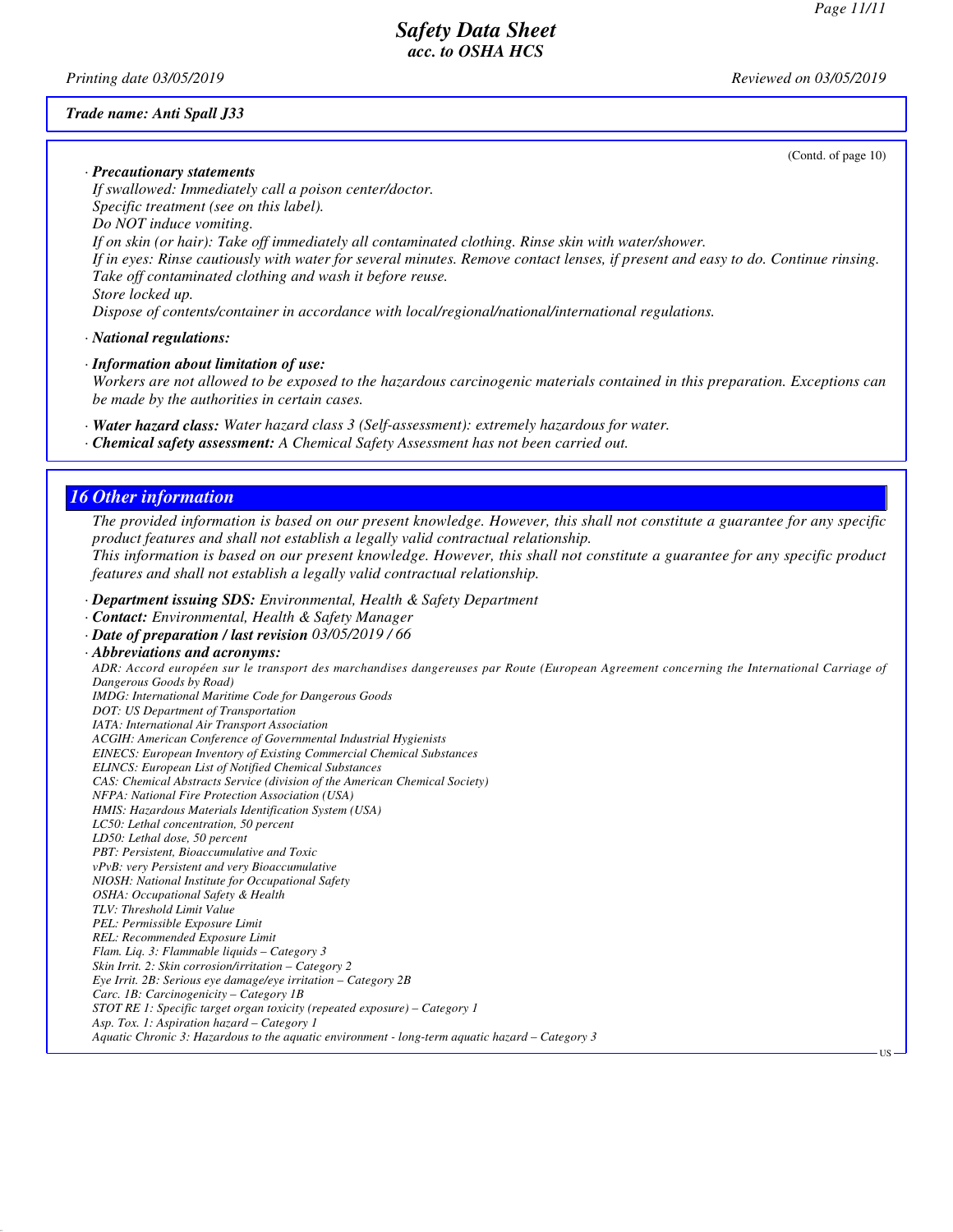(Contd. of page 10)

· **Precautionary statements**

If swallowed: Immediately call a poison center/doctor.
Specific treatment (see on this label).
Do NOT induce vomiting.
If on skin (or hair): Take off immediately all contaminated clothing. Rinse skin with water/shower.
If in eyes: Rinse cautiously with water for several minutes. Remove contact lenses, if present and easy to do. Continue rinsing.
Take off contaminated clothing and wash it before reuse.
Store locked up.
Dispose of contents/container in accordance with local/regional/national/international regulations.

· **National regulations:**

· **Information about limitation of use:**
Workers are not allowed to be exposed to the hazardous carcinogenic materials contained in this preparation. Exceptions can be made by the authorities in certain cases.

· **Water hazard class:** Water hazard class 3 (Self-assessment): extremely hazardous for water.
· **Chemical safety assessment:** A Chemical Safety Assessment has not been carried out.

## 16 Other information

The provided information is based on our present knowledge. However, this shall not constitute a guarantee for any specific product features and shall not establish a legally valid contractual relationship.
This information is based on our present knowledge. However, this shall not constitute a guarantee for any specific product features and shall not establish a legally valid contractual relationship.

· **Department issuing SDS:** Environmental, Health & Safety Department
· **Contact:** Environmental, Health & Safety Manager
· **Date of preparation / last revision** 03/05/2019 / 66
· **Abbreviations and acronyms:**
ADR: Accord européen sur le transport des marchandises dangereuses par Route (European Agreement concerning the International Carriage of Dangerous Goods by Road)
IMDG: International Maritime Code for Dangerous Goods
DOT: US Department of Transportation
IATA: International Air Transport Association
ACGIH: American Conference of Governmental Industrial Hygienists
EINECS: European Inventory of Existing Commercial Chemical Substances
ELINCS: European List of Notified Chemical Substances
CAS: Chemical Abstracts Service (division of the American Chemical Society)
NFPA: National Fire Protection Association (USA)
HMIS: Hazardous Materials Identification System (USA)
LC50: Lethal concentration, 50 percent
LD50: Lethal dose, 50 percent
PBT: Persistent, Bioaccumulative and Toxic
vPvB: very Persistent and very Bioaccumulative
NIOSH: National Institute for Occupational Safety
OSHA: Occupational Safety & Health
TLV: Threshold Limit Value
PEL: Permissible Exposure Limit
REL: Recommended Exposure Limit
Flam. Liq. 3: Flammable liquids – Category 3
Skin Irrit. 2: Skin corrosion/irritation – Category 2
Eye Irrit. 2B: Serious eye damage/eye irritation – Category 2B
Carc. 1B: Carcinogenicity – Category 1B
STOT RE 1: Specific target organ toxicity (repeated exposure) – Category 1
Asp. Tox. 1: Aspiration hazard – Category 1
Aquatic Chronic 3: Hazardous to the aquatic environment - long-term aquatic hazard – Category 3